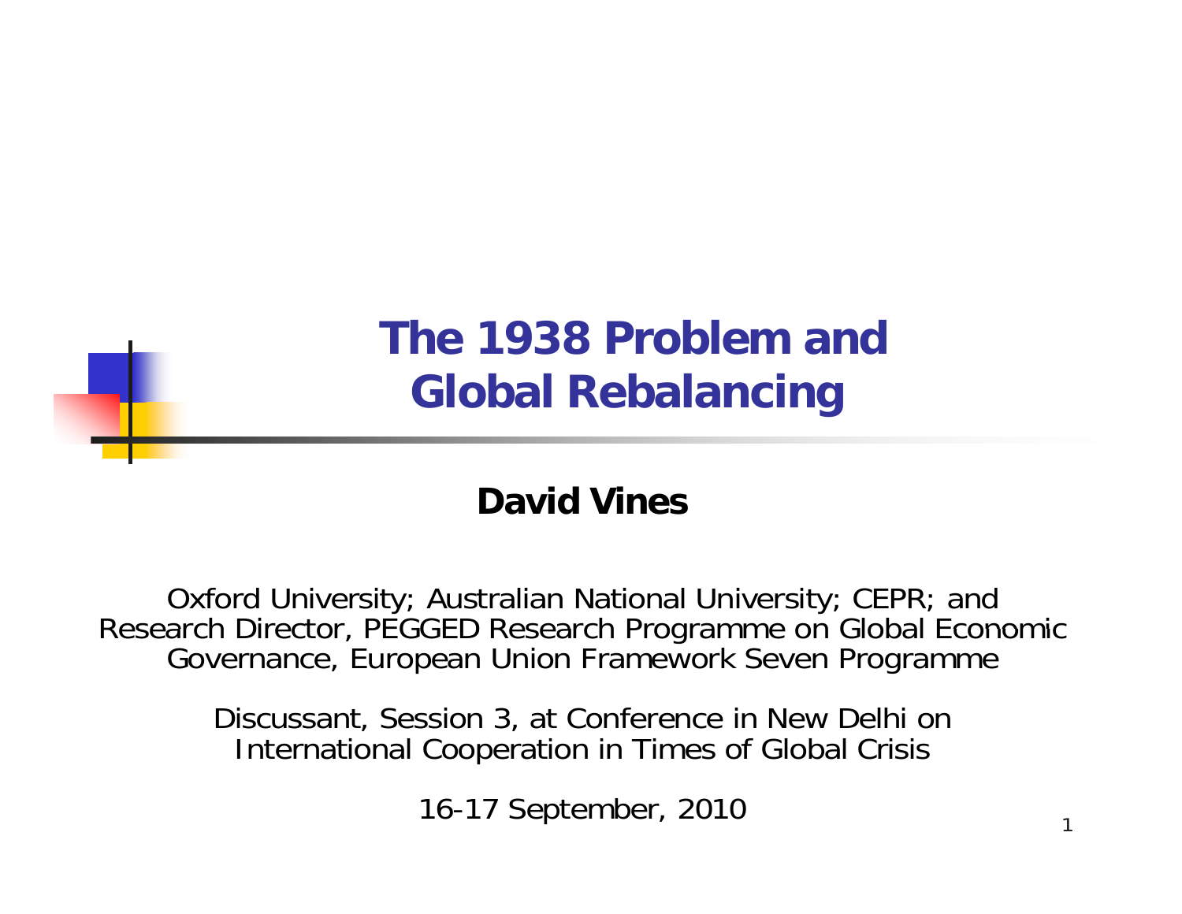# The 1938 Problem and Global Rebalancing

**David Vines**

Oxford University; Australian National University; CEPR; and Research Director, PEGGED Research Programme on Global Economic Governance, European Union Framework Seven Programme

Discussant, Session 3, at Conference in New Delhi on International Cooperation in Times of Global Crisis

16-17 September, 2010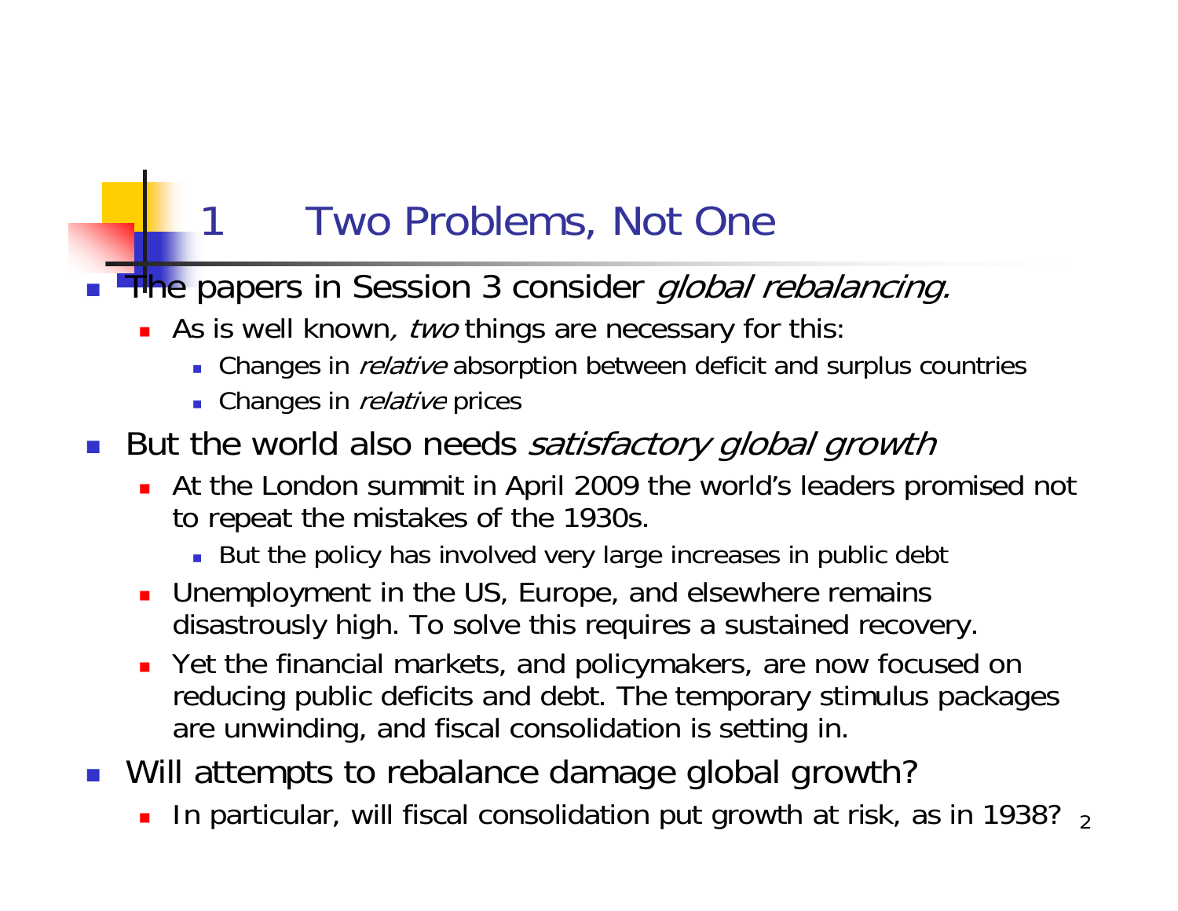## 1 Two Problems, Not One

- The papers in Session 3 consider *global rebalancing.*
  - As is well known*, two* things are necessary for this:
    - Changes in *relative* absorption between deficit and surplus countries
    - Changes in *relative* prices
- But the world also needs *satisfactory global growth*
  - At the London summit in April 2009 the world's leaders promised not to repeat the mistakes of the 1930s.
    - But the policy has involved very large increases in public debt
  - Unemployment in the US, Europe, and elsewhere remains disastrously high. To solve this requires a sustained recovery.
  - Yet the financial markets, and policymakers, are now focused on reducing public deficits and debt. The temporary stimulus packages are unwinding, and fiscal consolidation is setting in.
- Will attempts to rebalance damage global growth?
  - In particular, will fiscal consolidation put growth at risk, as in 1938?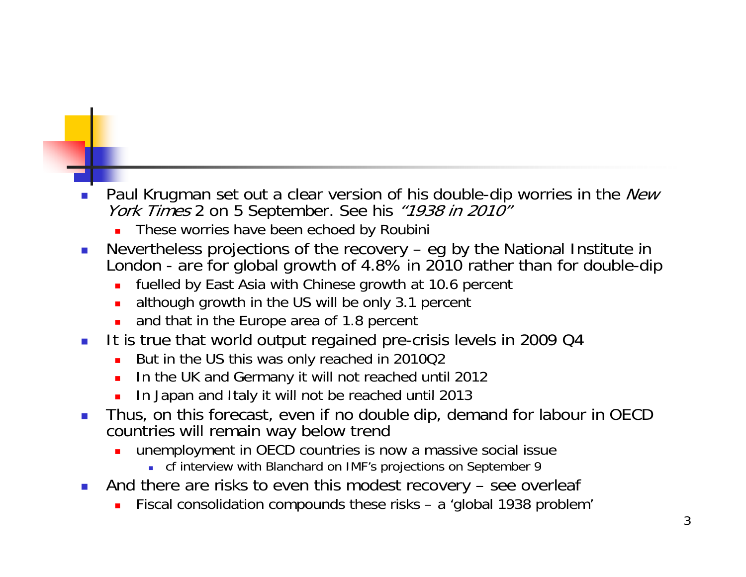- Paul Krugman set out a clear version of his double-dip worries in the *New York Times* 2 on 5 September. See his *“1938 in 2010”*
  - These worries have been echoed by Roubini
- Nevertheless projections of the recovery – eg by the National Institute in London - are for global growth of 4.8% in 2010 rather than for double-dip
  - fuelled by East Asia with Chinese growth at 10.6 percent
  - although growth in the US will be only 3.1 percent
  - and that in the Europe area of 1.8 percent
- It is true that world output regained pre-crisis levels in 2009 Q4
  - But in the US this was only reached in 2010Q2
  - In the UK and Germany it will not reached until 2012
  - In Japan and Italy it will not be reached until 2013
- Thus, on this forecast, even if no double dip, demand for labour in OECD countries will remain way below trend
  - unemployment in OECD countries is now a massive social issue
    - cf interview with Blanchard on IMF’s projections on September 9
- And there are risks to even this modest recovery – see overleaf
  - Fiscal consolidation compounds these risks – a ‘global 1938 problem’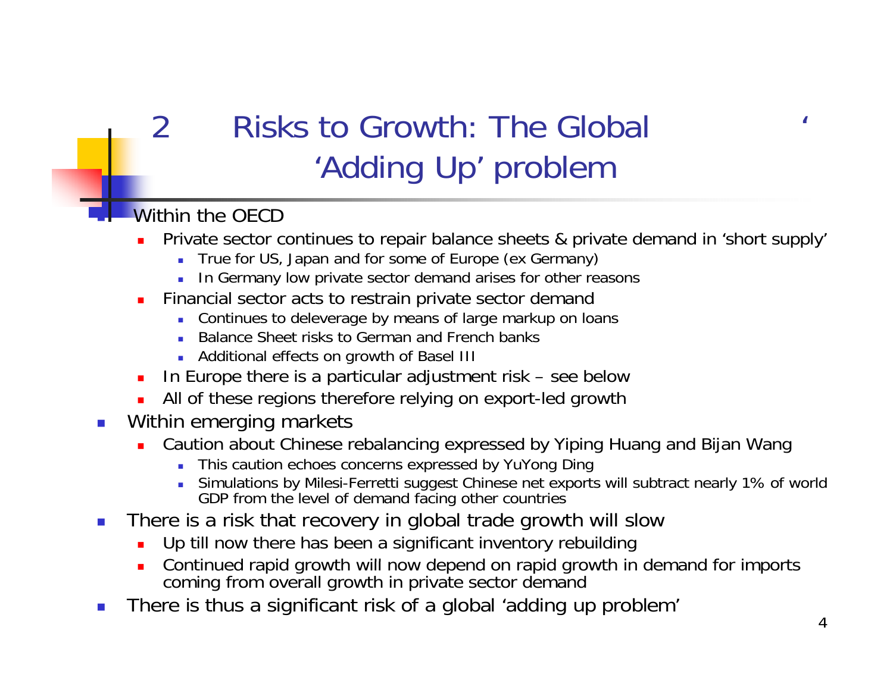# 2 Risks to Growth: The Global 'Adding Up' problem

- Within the OECD
  - Private sector continues to repair balance sheets & private demand in 'short supply'
    - True for US, Japan and for some of Europe (ex Germany)
    - In Germany low private sector demand arises for other reasons
  - Financial sector acts to restrain private sector demand
    - Continues to deleverage by means of large markup on loans
    - Balance Sheet risks to German and French banks
    - Additional effects on growth of Basel III
  - In Europe there is a particular adjustment risk – see below
  - All of these regions therefore relying on export-led growth
- Within emerging markets
  - Caution about Chinese rebalancing expressed by Yiping Huang and Bijan Wang
    - This caution echoes concerns expressed by YuYong Ding
    - Simulations by Milesi-Ferretti suggest Chinese net exports will subtract nearly 1% of world GDP from the level of demand facing other countries
- There is a risk that recovery in global trade growth will slow
  - Up till now there has been a significant inventory rebuilding
  - Continued rapid growth will now depend on rapid growth in demand for imports coming from overall growth in private sector demand
- There is thus a significant risk of a global 'adding up problem'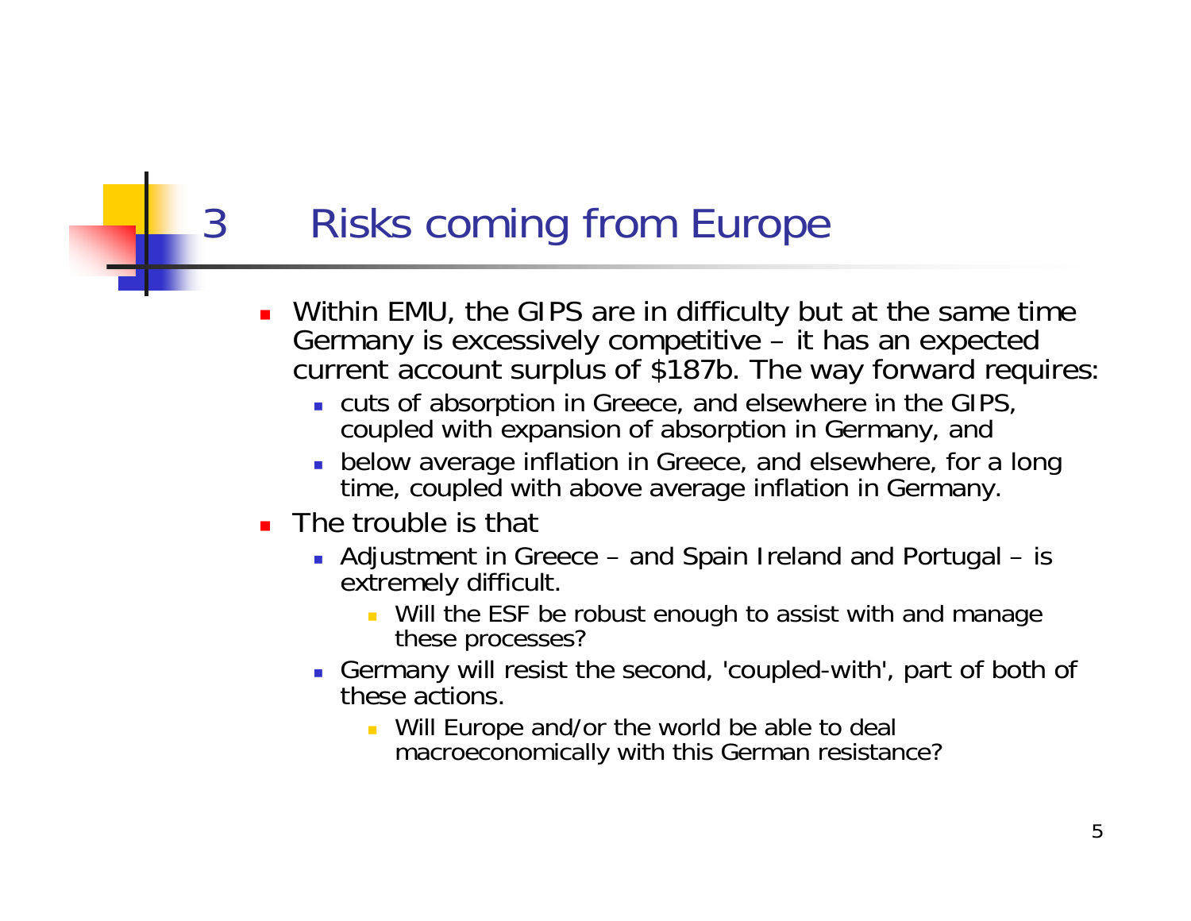# 3 Risks coming from Europe

- Within EMU, the GIPS are in difficulty but at the same time Germany is excessively competitive – it has an expected current account surplus of $187b. The way forward requires:
  - cuts of absorption in Greece, and elsewhere in the GIPS, coupled with expansion of absorption in Germany, and
  - below average inflation in Greece, and elsewhere, for a long time, coupled with above average inflation in Germany.
- The trouble is that
  - Adjustment in Greece – and Spain Ireland and Portugal – is extremely difficult.
    - Will the ESF be robust enough to assist with and manage these processes?
  - Germany will resist the second, 'coupled-with', part of both of these actions.
    - Will Europe and/or the world be able to deal macroeconomically with this German resistance?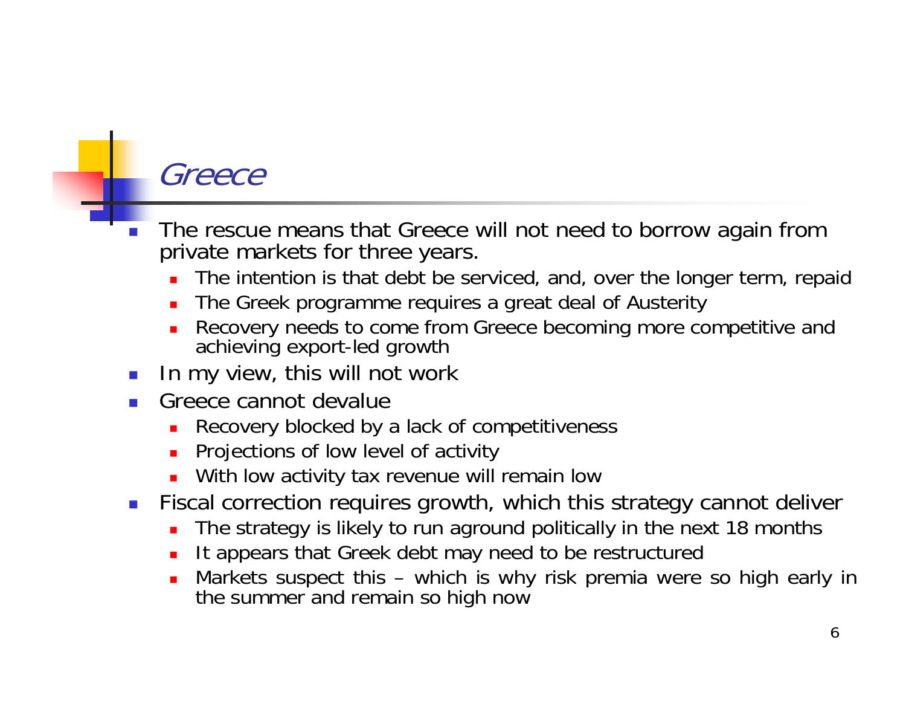# Greece

- The rescue means that Greece will not need to borrow again from private markets for three years.
  - The intention is that debt be serviced, and, over the longer term, repaid
  - The Greek programme requires a great deal of Austerity
  - Recovery needs to come from Greece becoming more competitive and achieving export-led growth
- In my view, this will not work
- Greece cannot devalue
  - Recovery blocked by a lack of competitiveness
  - Projections of low level of activity
  - With low activity tax revenue will remain low
- Fiscal correction requires growth, which this strategy cannot deliver
  - The strategy is likely to run aground politically in the next 18 months
  - It appears that Greek debt may need to be restructured
  - Markets suspect this – which is why risk premia were so high early in the summer and remain so high now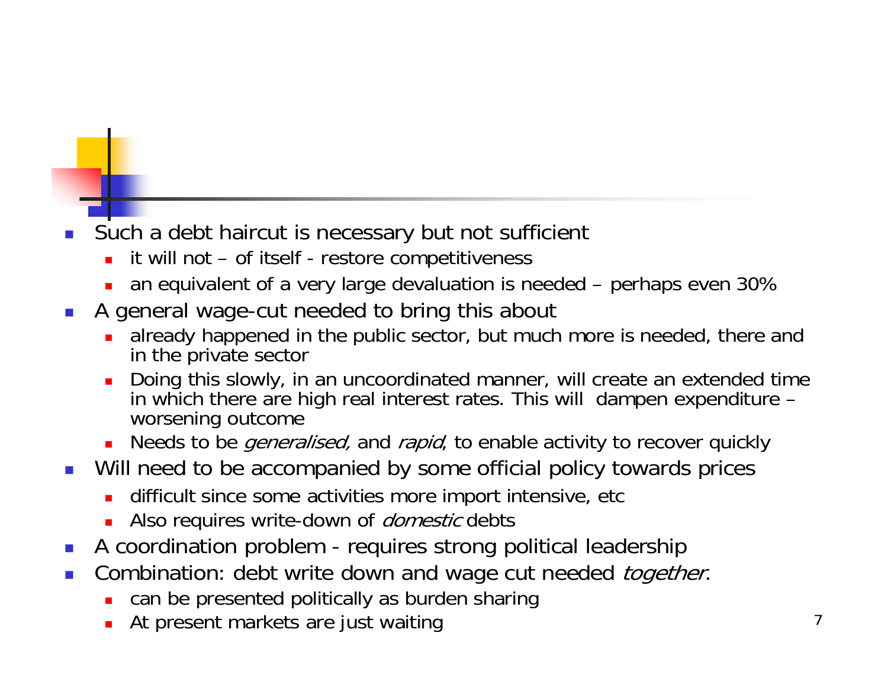- Such a debt haircut is necessary but not sufficient
  - it will not – of itself - restore competitiveness
  - an equivalent of a very large devaluation is needed – perhaps even 30%
- A general wage-cut needed to bring this about
  - already happened in the public sector, but much more is needed, there and in the private sector
  - Doing this slowly, in an uncoordinated manner, will create an extended time in which there are high real interest rates. This will dampen expenditure – worsening outcome
  - Needs to be *generalised,* and *rapid*, to enable activity to recover quickly
- Will need to be accompanied by some official policy towards prices
  - difficult since some activities more import intensive, etc
  - Also requires write-down of *domestic* debts
- A coordination problem - requires strong political leadership
- Combination: debt write down and wage cut needed *together*.
  - can be presented politically as burden sharing
  - At present markets are just waiting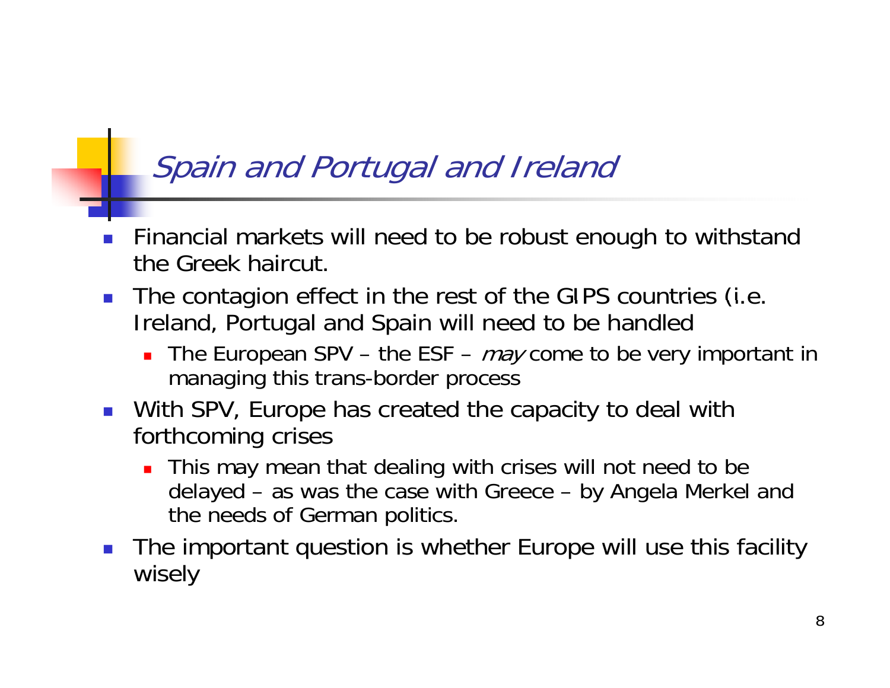# *Spain and Portugal and Ireland*

- Financial markets will need to be robust enough to withstand the Greek haircut.
- The contagion effect in the rest of the GIPS countries (i.e. Ireland, Portugal and Spain will need to be handled
  - The European SPV – the ESF – *may* come to be very important in managing this trans-border process
- With SPV, Europe has created the capacity to deal with forthcoming crises
  - This may mean that dealing with crises will not need to be delayed – as was the case with Greece – by Angela Merkel and the needs of German politics.
- The important question is whether Europe will use this facility wisely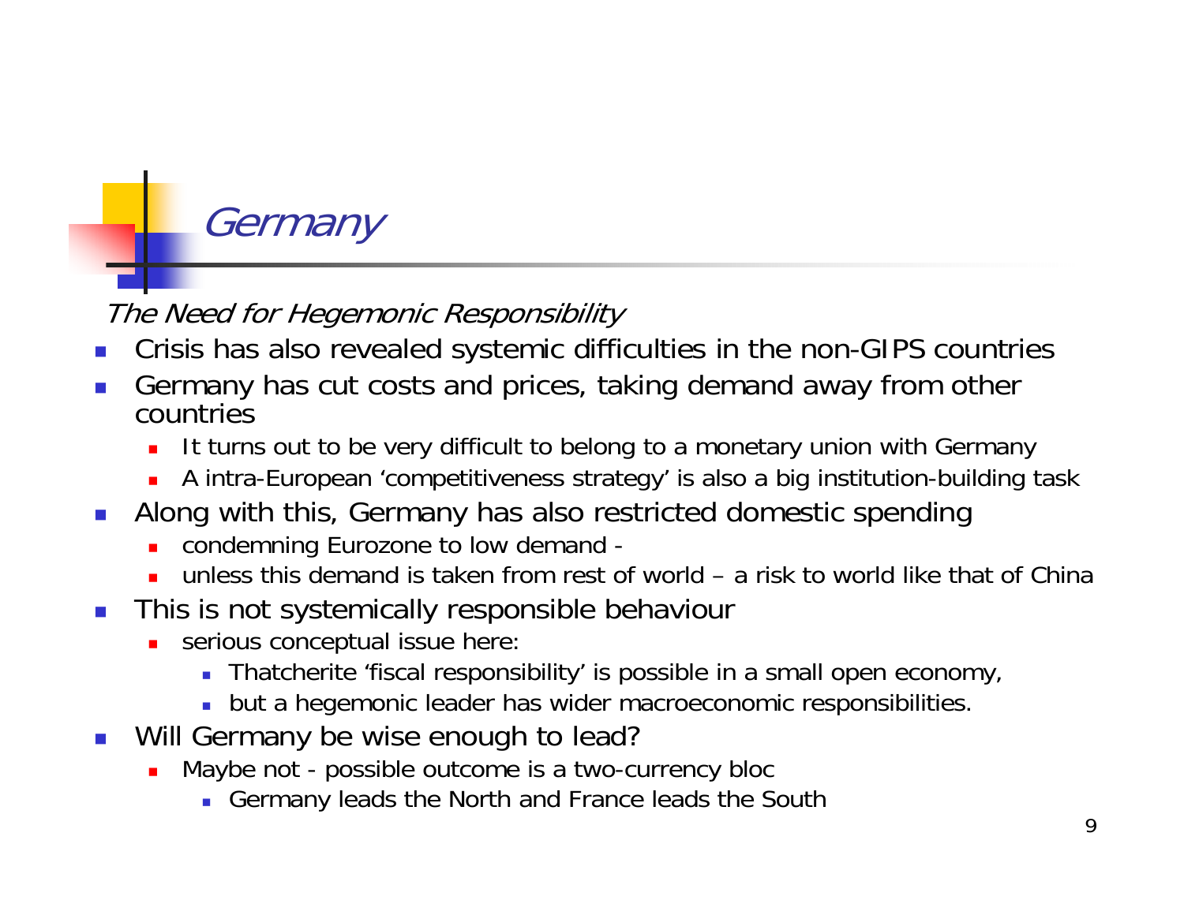# Germany

*The Need for Hegemonic Responsibility*

- Crisis has also revealed systemic difficulties in the non-GIPS countries
- Germany has cut costs and prices, taking demand away from other countries
  - It turns out to be very difficult to belong to a monetary union with Germany
  - A intra-European 'competitiveness strategy' is also a big institution-building task
- Along with this, Germany has also restricted domestic spending
  - condemning Eurozone to low demand -
  - unless this demand is taken from rest of world – a risk to world like that of China
- This is not systemically responsible behaviour
  - serious conceptual issue here:
    - Thatcherite 'fiscal responsibility' is possible in a small open economy,
    - but a hegemonic leader has wider macroeconomic responsibilities.
- Will Germany be wise enough to lead?
  - Maybe not - possible outcome is a two-currency bloc
    - Germany leads the North and France leads the South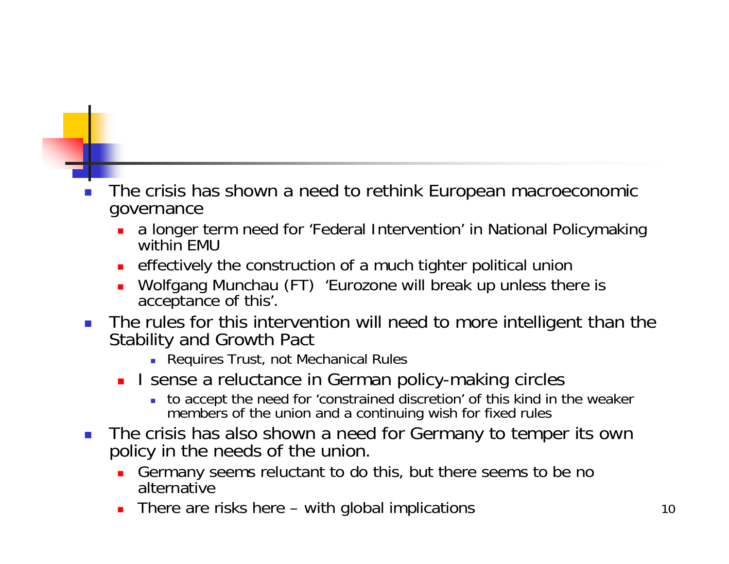- The crisis has shown a need to rethink European macroeconomic governance
  - a longer term need for 'Federal Intervention' in National Policymaking within EMU
  - effectively the construction of a much tighter political union
  - Wolfgang Munchau (FT) 'Eurozone will break up unless there is acceptance of this'.
- The rules for this intervention will need to more intelligent than the Stability and Growth Pact
    - Requires Trust, not Mechanical Rules
  - I sense a reluctance in German policy-making circles
    - to accept the need for 'constrained discretion' of this kind in the weaker members of the union and a continuing wish for fixed rules
- The crisis has also shown a need for Germany to temper its own policy in the needs of the union.
  - Germany seems reluctant to do this, but there seems to be no alternative
  - There are risks here – with global implications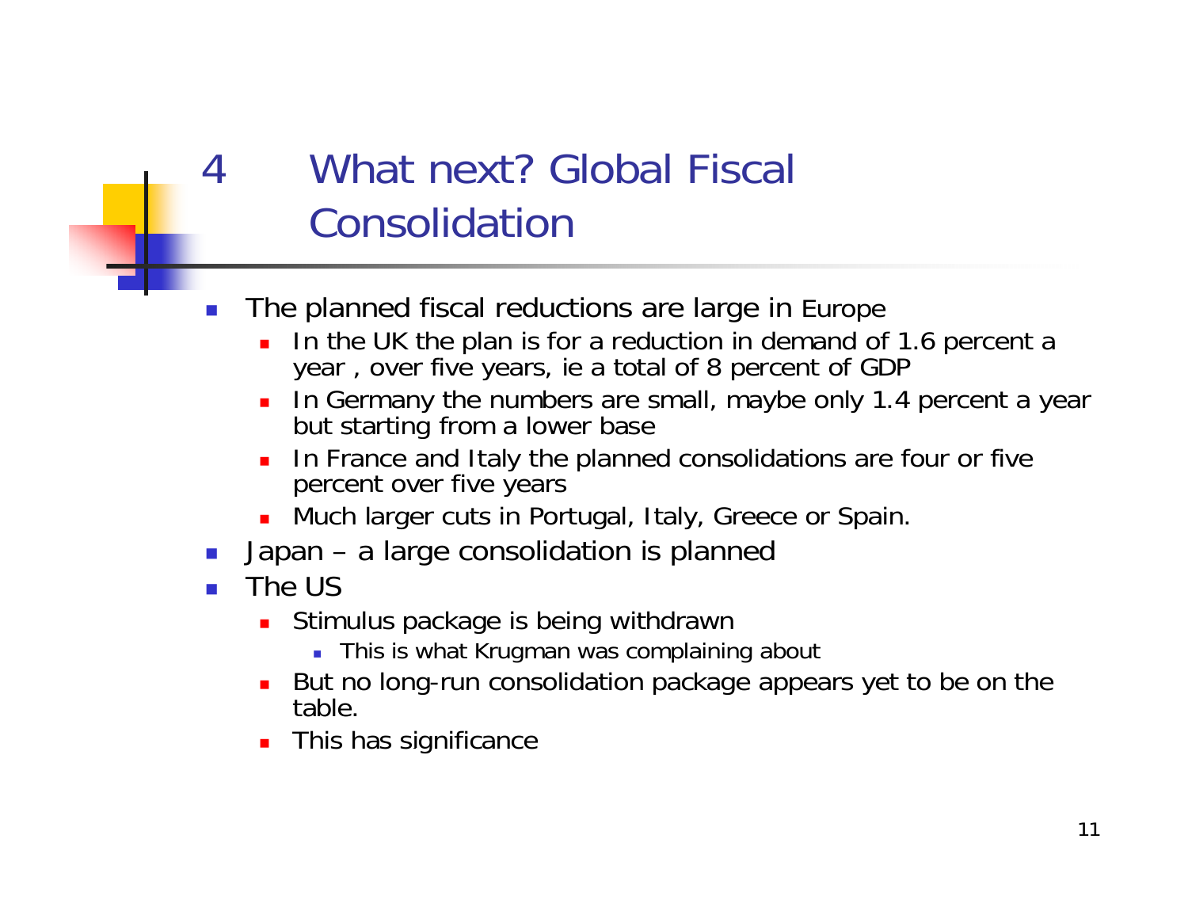# 4 What next? Global Fiscal Consolidation

- The planned fiscal reductions are large in Europe
  - In the UK the plan is for a reduction in demand of 1.6 percent a year , over five years, ie a total of 8 percent of GDP
  - In Germany the numbers are small, maybe only 1.4 percent a year but starting from a lower base
  - In France and Italy the planned consolidations are four or five percent over five years
  - Much larger cuts in Portugal, Italy, Greece or Spain.
- Japan – a large consolidation is planned
- The US
  - Stimulus package is being withdrawn
    - This is what Krugman was complaining about
  - But no long-run consolidation package appears yet to be on the table.
  - This has significance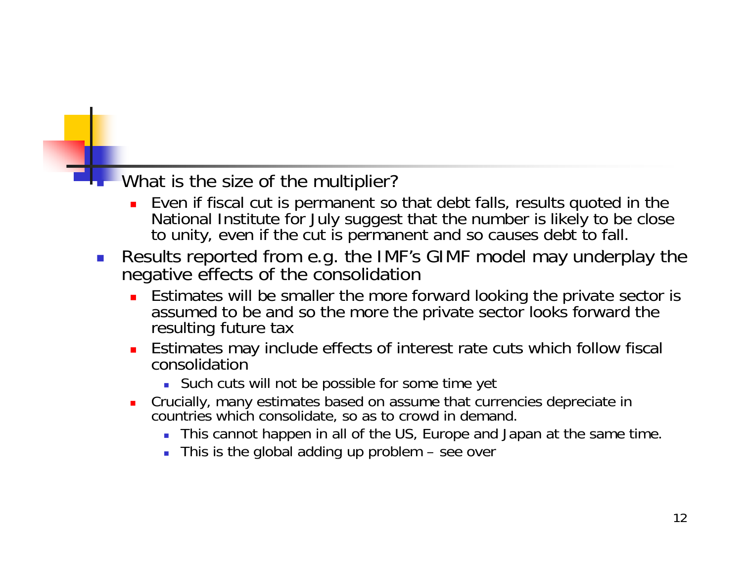- What is the size of the multiplier?
  - Even if fiscal cut is permanent so that debt falls, results quoted in the National Institute for July suggest that the number is likely to be close to unity, even if the cut is permanent and so causes debt to fall.
- Results reported from e.g. the IMF's GIMF model may underplay the negative effects of the consolidation
  - Estimates will be smaller the more forward looking the private sector is assumed to be and so the more the private sector looks forward the resulting future tax
  - Estimates may include effects of interest rate cuts which follow fiscal consolidation
    - Such cuts will not be possible for some time yet
  - Crucially, many estimates based on assume that currencies depreciate in countries which consolidate, so as to crowd in demand.
    - This cannot happen in all of the US, Europe and Japan at the same time.
    - This is the global adding up problem – see over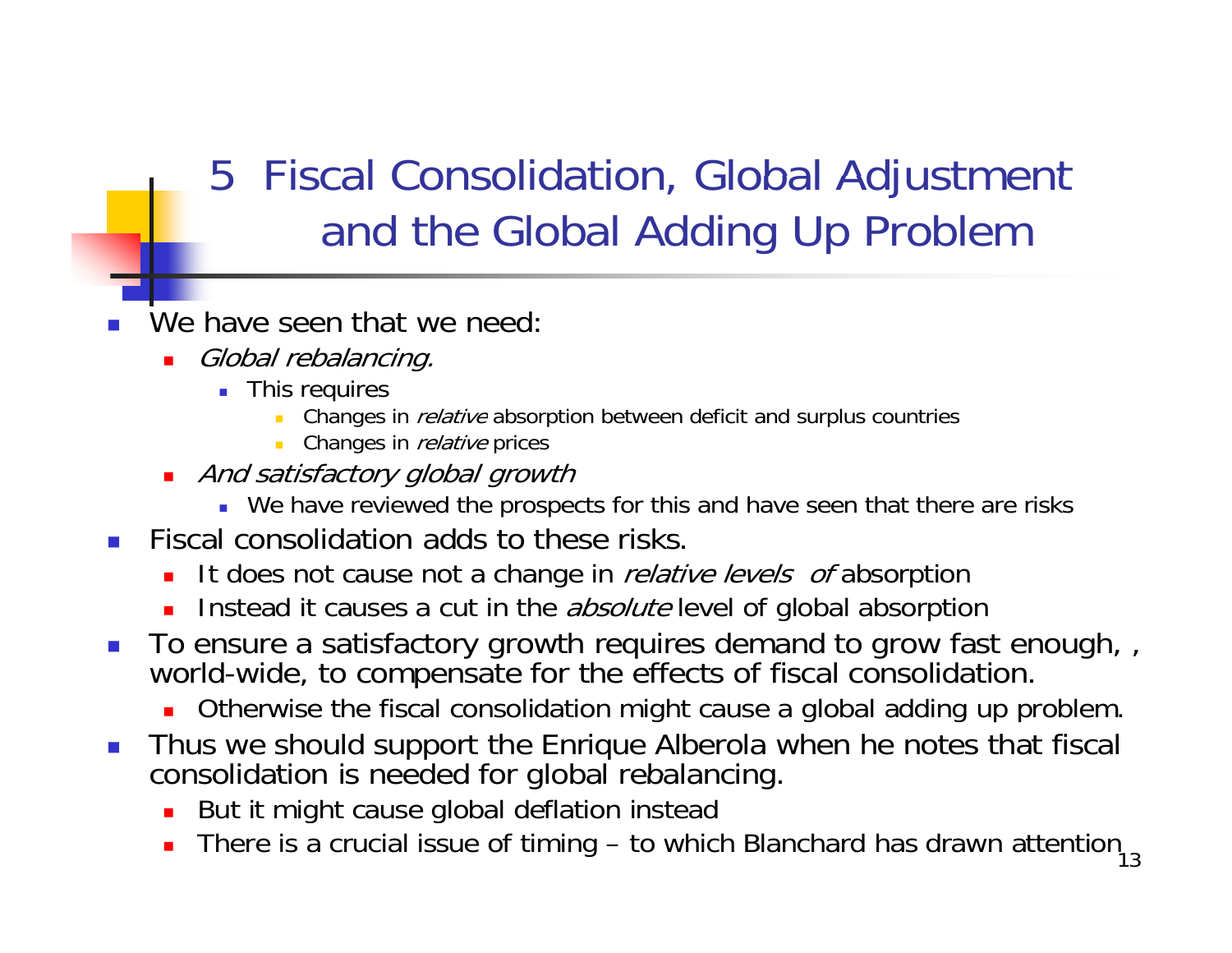## 5 Fiscal Consolidation, Global Adjustment and the Global Adding Up Problem

- We have seen that we need:
  - *Global rebalancing.*
    - This requires
      - Changes in *relative* absorption between deficit and surplus countries
      - Changes in *relative* prices
  - *And satisfactory global growth*
    - We have reviewed the prospects for this and have seen that there are risks
- Fiscal consolidation adds to these risks.
  - It does not cause not a change in *relative levels of* absorption
  - Instead it causes a cut in the *absolute* level of global absorption
- To ensure a satisfactory growth requires demand to grow fast enough, , world-wide, to compensate for the effects of fiscal consolidation.
  - Otherwise the fiscal consolidation might cause a global adding up problem.
- Thus we should support the Enrique Alberola when he notes that fiscal consolidation is needed for global rebalancing.
  - But it might cause global deflation instead
  - There is a crucial issue of timing – to which Blanchard has drawn attention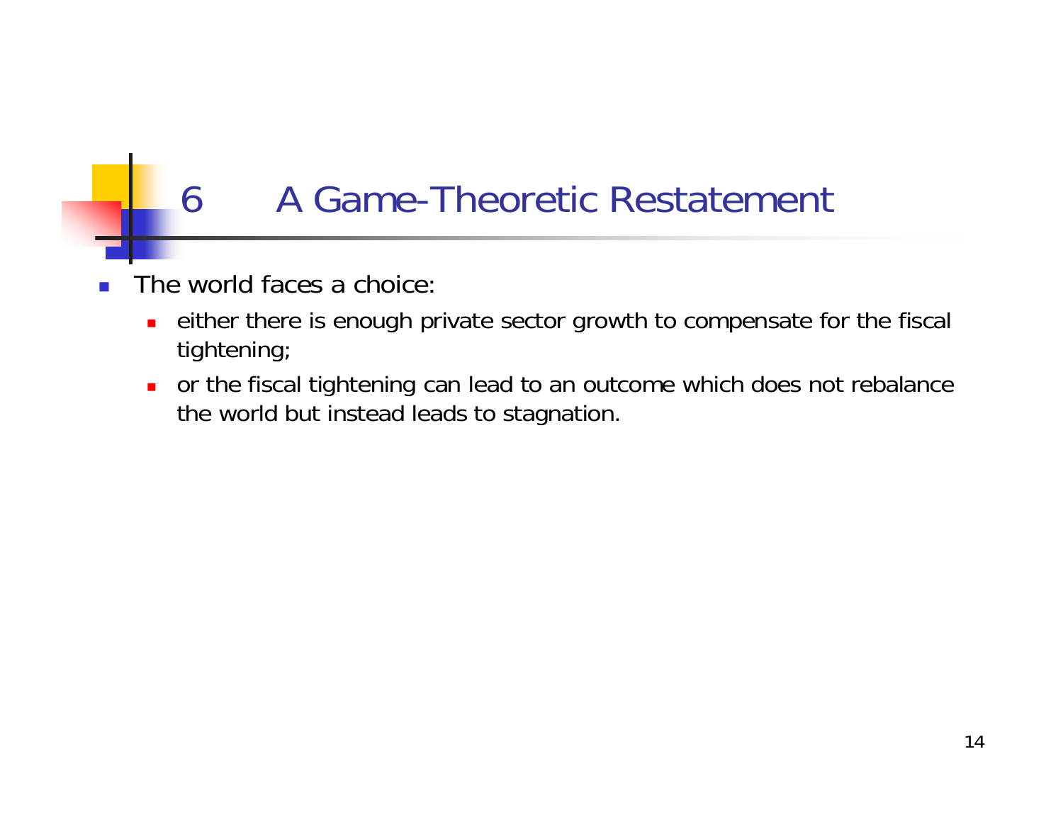# 6 A Game-Theoretic Restatement

- The world faces a choice:
  - either there is enough private sector growth to compensate for the fiscal tightening;
  - or the fiscal tightening can lead to an outcome which does not rebalance the world but instead leads to stagnation.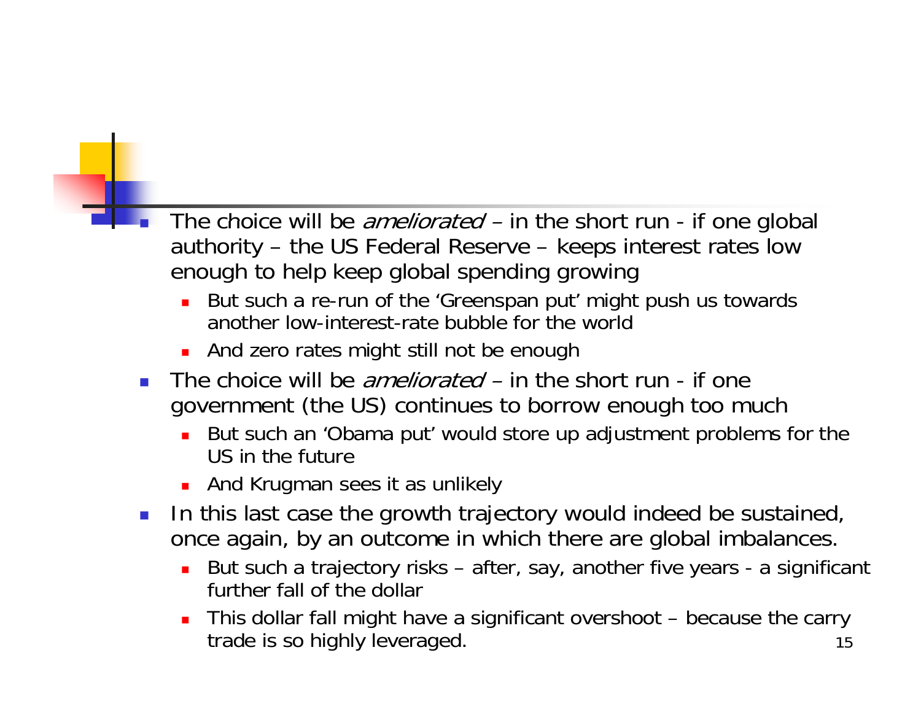- The choice will be *ameliorated* – in the short run - if one global authority – the US Federal Reserve – keeps interest rates low enough to help keep global spending growing
  - But such a re-run of the 'Greenspan put' might push us towards another low-interest-rate bubble for the world
  - And zero rates might still not be enough
- The choice will be *ameliorated* – in the short run - if one government (the US) continues to borrow enough too much
  - But such an 'Obama put' would store up adjustment problems for the US in the future
  - And Krugman sees it as unlikely
- In this last case the growth trajectory would indeed be sustained, once again, by an outcome in which there are global imbalances.
  - But such a trajectory risks – after, say, another five years - a significant further fall of the dollar
  - This dollar fall might have a significant overshoot – because the carry trade is so highly leveraged.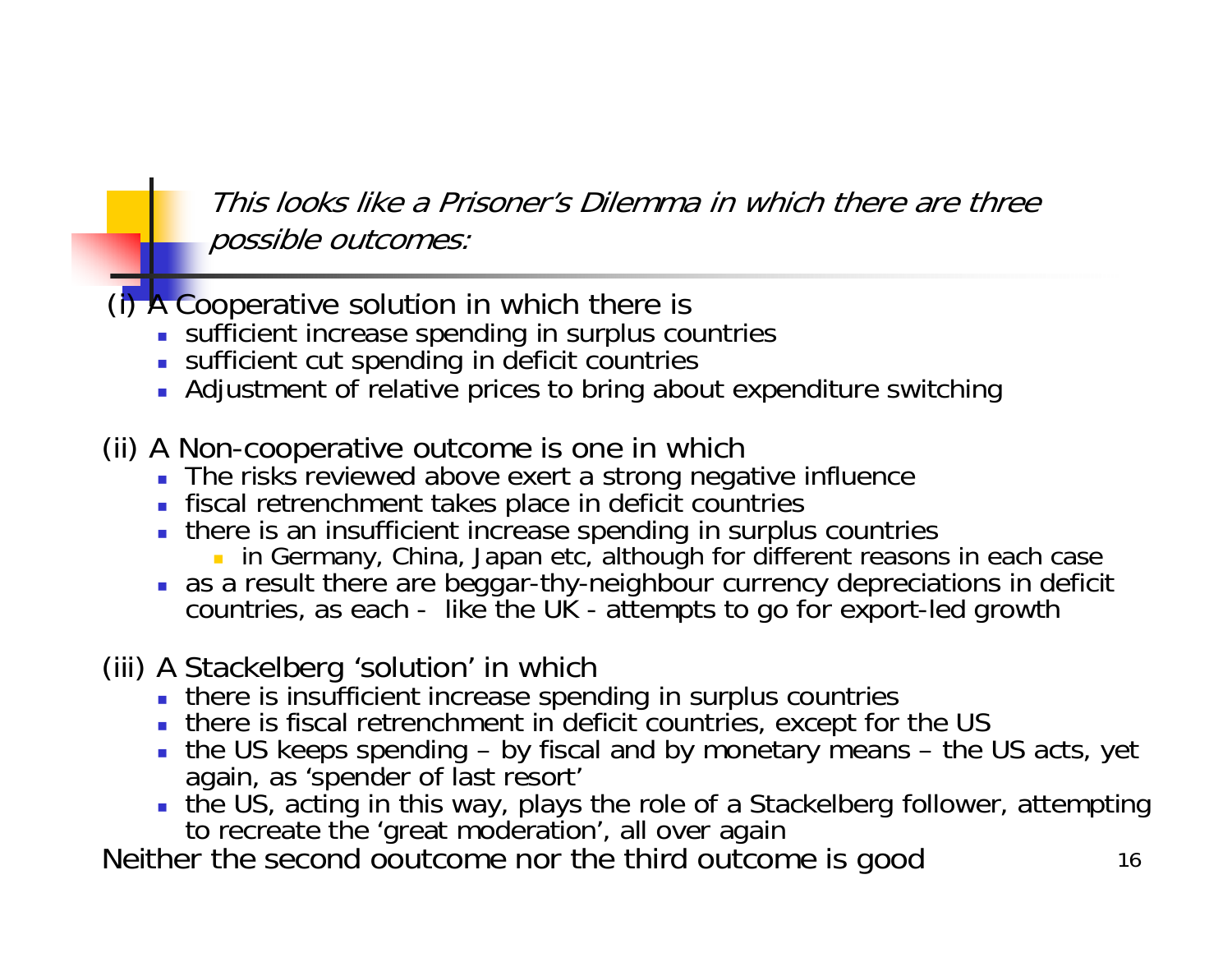## *This looks like a Prisoner's Dilemma in which there are three possible outcomes:*

(i) A Cooperative solution in which there is

- sufficient increase spending in surplus countries
- sufficient cut spending in deficit countries
- Adjustment of relative prices to bring about expenditure switching

(ii) A Non-cooperative outcome is one in which

- The risks reviewed above exert a strong negative influence
- fiscal retrenchment takes place in deficit countries
- there is an insufficient increase spending in surplus countries
  - in Germany, China, Japan etc, although for different reasons in each case
- as a result there are beggar-thy-neighbour currency depreciations in deficit countries, as each - like the UK - attempts to go for export-led growth

(iii) A Stackelberg 'solution' in which

- there is insufficient increase spending in surplus countries
- there is fiscal retrenchment in deficit countries, except for the US
- the US keeps spending – by fiscal and by monetary means – the US acts, yet again, as 'spender of last resort'
- the US, acting in this way, plays the role of a Stackelberg follower, attempting to recreate the 'great moderation', all over again

Neither the second ooutcome nor the third outcome is good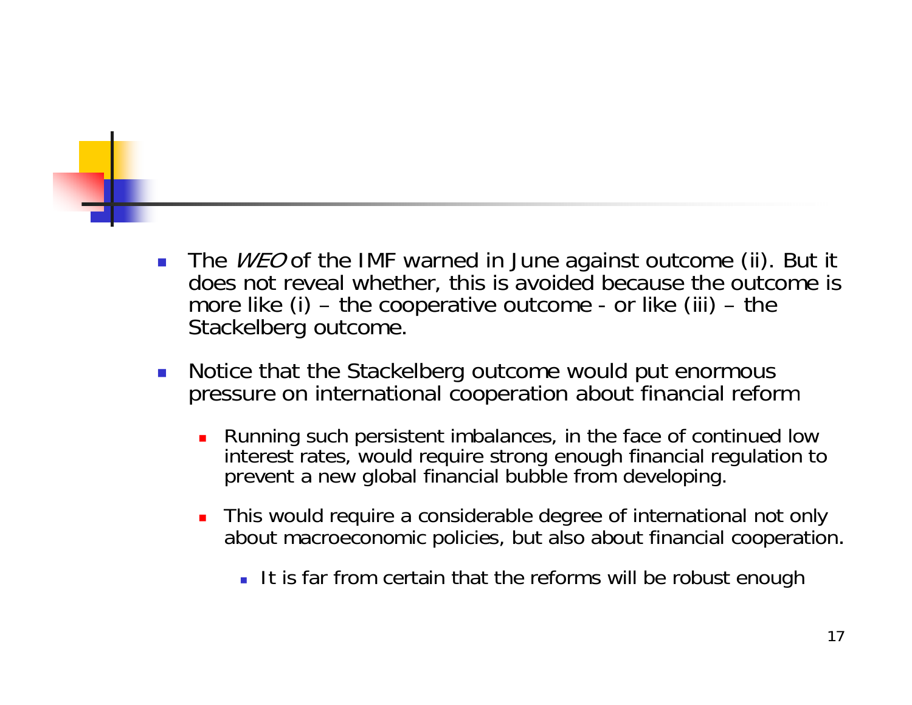- The *WEO* of the IMF warned in June against outcome (ii). But it does not reveal whether, this is avoided because the outcome is more like (i) – the cooperative outcome - or like (iii) – the Stackelberg outcome.

- Notice that the Stackelberg outcome would put enormous pressure on international cooperation about financial reform
  - Running such persistent imbalances, in the face of continued low interest rates, would require strong enough financial regulation to prevent a new global financial bubble from developing.
  - This would require a considerable degree of international not only about macroeconomic policies, but also about financial cooperation.
    - It is far from certain that the reforms will be robust enough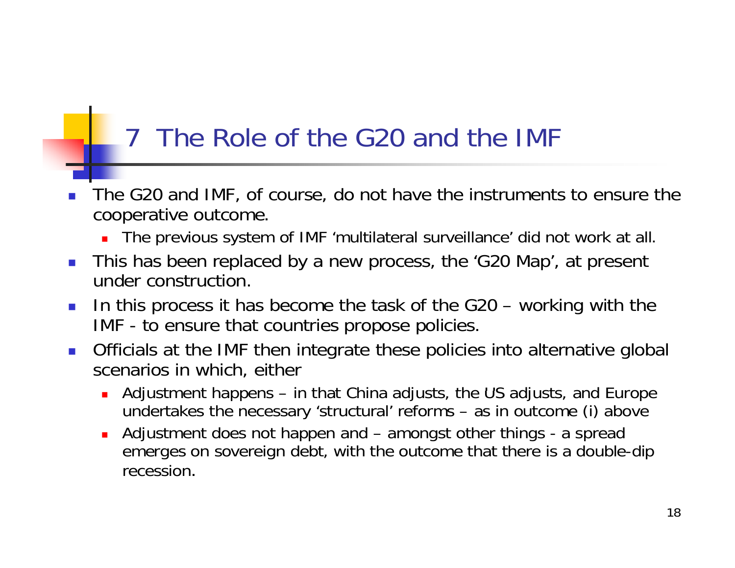# 7 The Role of the G20 and the IMF

- The G20 and IMF, of course, do not have the instruments to ensure the cooperative outcome.
  - The previous system of IMF 'multilateral surveillance' did not work at all.
- This has been replaced by a new process, the 'G20 Map', at present under construction.
- In this process it has become the task of the G20 – working with the IMF - to ensure that countries propose policies.
- Officials at the IMF then integrate these policies into alternative global scenarios in which, either
  - Adjustment happens – in that China adjusts, the US adjusts, and Europe undertakes the necessary 'structural' reforms – as in outcome (i) above
  - Adjustment does not happen and – amongst other things - a spread emerges on sovereign debt, with the outcome that there is a double-dip recession.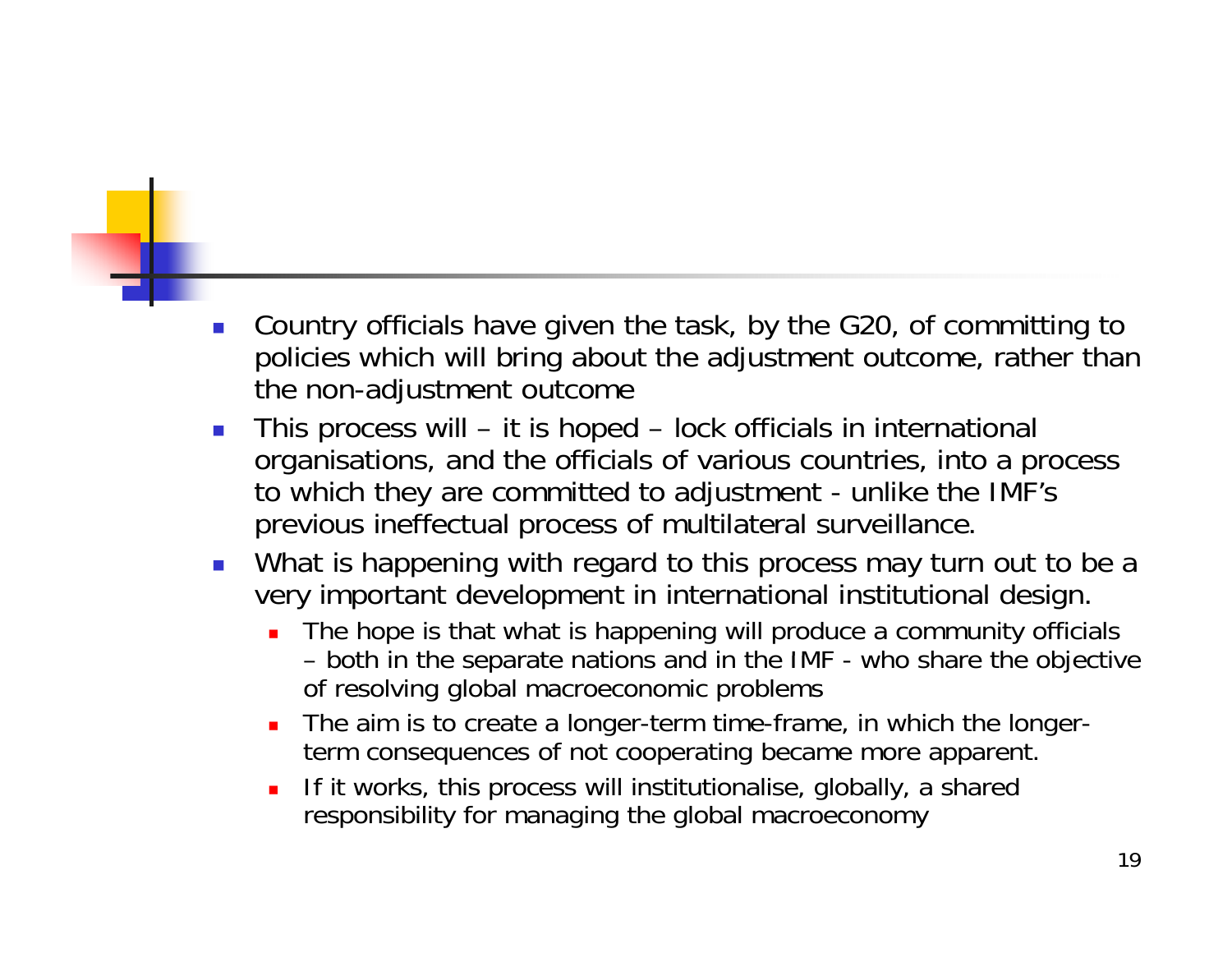- Country officials have given the task, by the G20, of committing to policies which will bring about the adjustment outcome, rather than the non-adjustment outcome
- This process will – it is hoped – lock officials in international organisations, and the officials of various countries, into a process to which they are committed to adjustment - unlike the IMF's previous ineffectual process of multilateral surveillance.
- What is happening with regard to this process may turn out to be a very important development in international institutional design.
  - The hope is that what is happening will produce a community officials – both in the separate nations and in the IMF - who share the objective of resolving global macroeconomic problems
  - The aim is to create a longer-term time-frame, in which the longer-term consequences of not cooperating became more apparent.
  - If it works, this process will institutionalise, globally, a shared responsibility for managing the global macroeconomy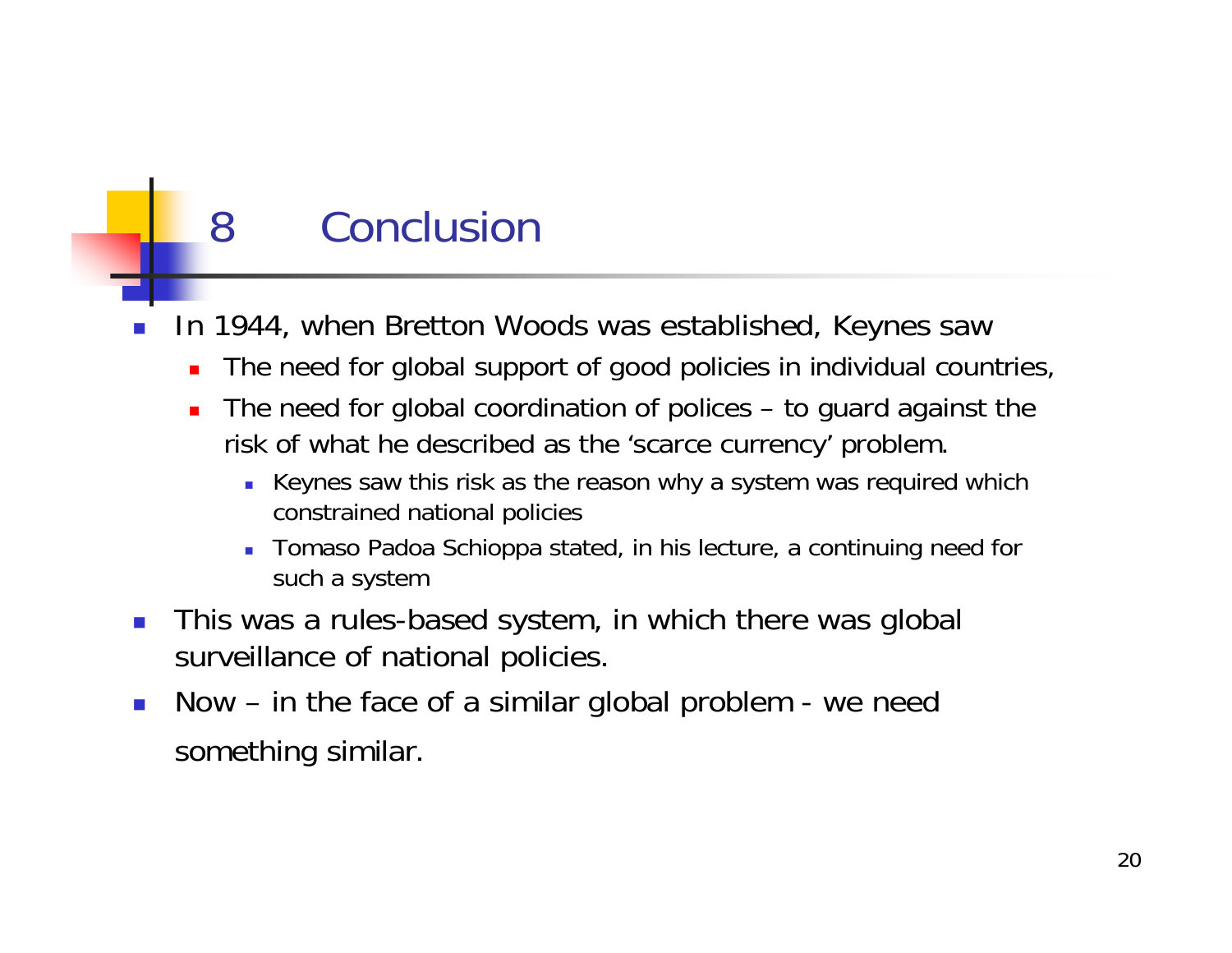## 8 Conclusion

- In 1944, when Bretton Woods was established, Keynes saw
  - The need for global support of good policies in individual countries,
  - The need for global coordination of polices – to guard against the risk of what he described as the 'scarce currency' problem.
    - Keynes saw this risk as the reason why a system was required which constrained national policies
    - Tomaso Padoa Schioppa stated, in his lecture, a continuing need for such a system
- This was a rules-based system, in which there was global surveillance of national policies.
- Now – in the face of a similar global problem - we need something similar.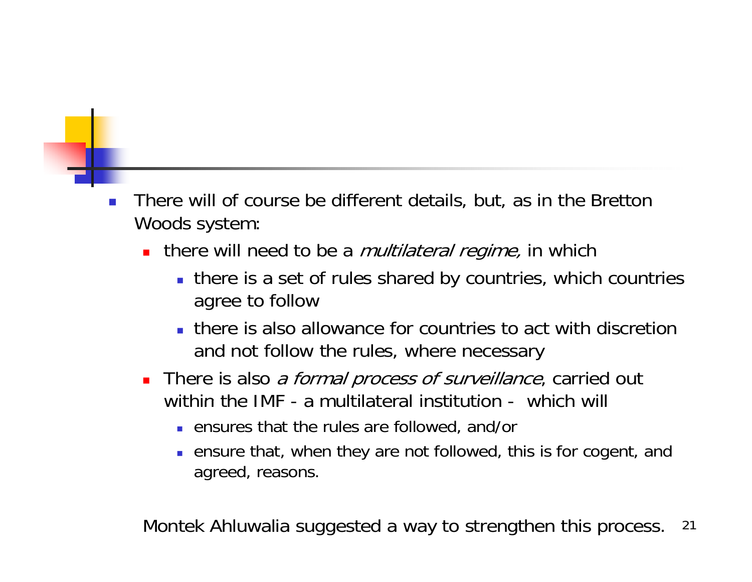- There will of course be different details, but, as in the Bretton Woods system:
  - there will need to be a *multilateral regime,* in which
    - there is a set of rules shared by countries, which countries agree to follow
    - there is also allowance for countries to act with discretion and not follow the rules, where necessary
  - There is also *a formal process of surveillance*, carried out within the IMF - a multilateral institution - which will
    - ensures that the rules are followed, and/or
    - ensure that, when they are not followed, this is for cogent, and agreed, reasons.

Montek Ahluwalia suggested a way to strengthen this process.